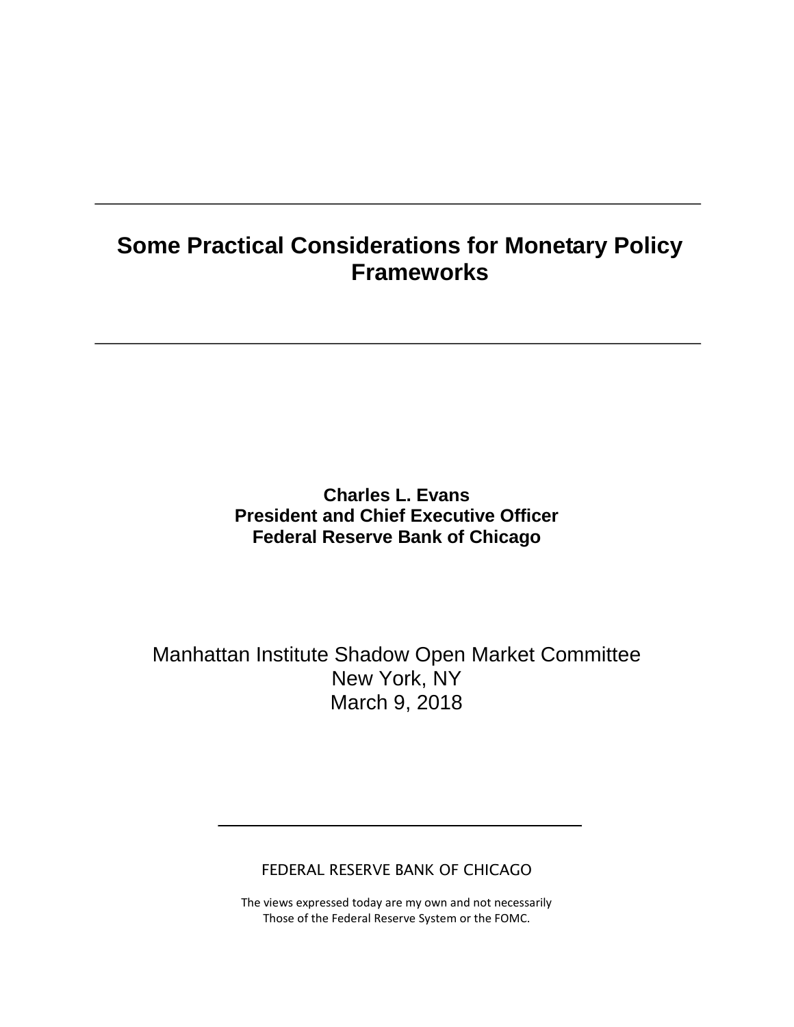# Some Practical Considerations for Monetary Policy Frameworks

**Charles L. Evans**
**President and Chief Executive Officer**
**Federal Reserve Bank of Chicago**

Manhattan Institute Shadow Open Market Committee
New York, NY
March 9, 2018

FEDERAL RESERVE BANK OF CHICAGO

The views expressed today are my own and not necessarily
Those of the Federal Reserve System or the FOMC.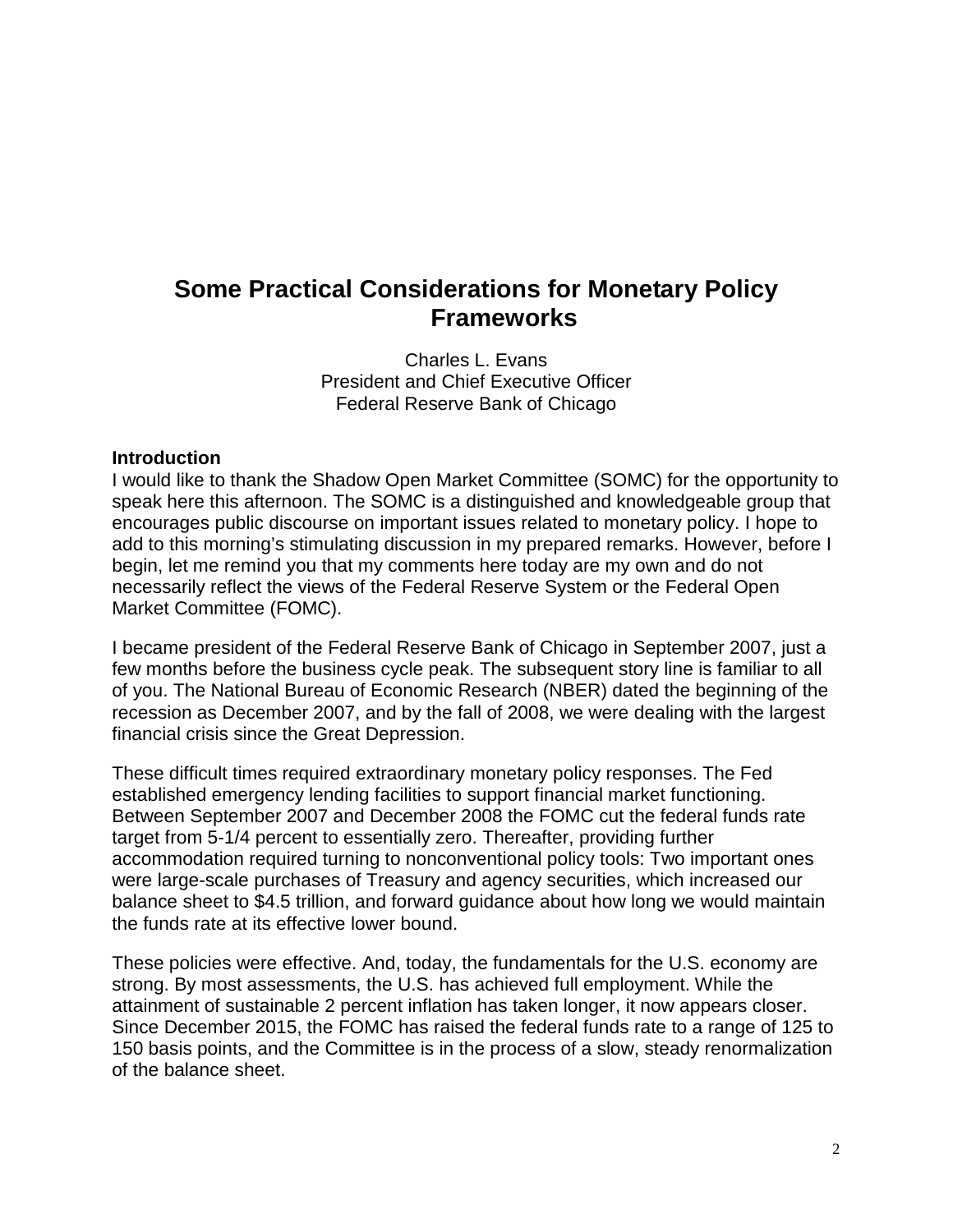# Some Practical Considerations for Monetary Policy Frameworks

Charles L. Evans
President and Chief Executive Officer
Federal Reserve Bank of Chicago

## Introduction

I would like to thank the Shadow Open Market Committee (SOMC) for the opportunity to speak here this afternoon. The SOMC is a distinguished and knowledgeable group that encourages public discourse on important issues related to monetary policy. I hope to add to this morning's stimulating discussion in my prepared remarks. However, before I begin, let me remind you that my comments here today are my own and do not necessarily reflect the views of the Federal Reserve System or the Federal Open Market Committee (FOMC).

I became president of the Federal Reserve Bank of Chicago in September 2007, just a few months before the business cycle peak. The subsequent story line is familiar to all of you. The National Bureau of Economic Research (NBER) dated the beginning of the recession as December 2007, and by the fall of 2008, we were dealing with the largest financial crisis since the Great Depression.

These difficult times required extraordinary monetary policy responses. The Fed established emergency lending facilities to support financial market functioning. Between September 2007 and December 2008 the FOMC cut the federal funds rate target from 5-1/4 percent to essentially zero. Thereafter, providing further accommodation required turning to nonconventional policy tools: Two important ones were large-scale purchases of Treasury and agency securities, which increased our balance sheet to $4.5 trillion, and forward guidance about how long we would maintain the funds rate at its effective lower bound.

These policies were effective. And, today, the fundamentals for the U.S. economy are strong. By most assessments, the U.S. has achieved full employment. While the attainment of sustainable 2 percent inflation has taken longer, it now appears closer. Since December 2015, the FOMC has raised the federal funds rate to a range of 125 to 150 basis points, and the Committee is in the process of a slow, steady renormalization of the balance sheet.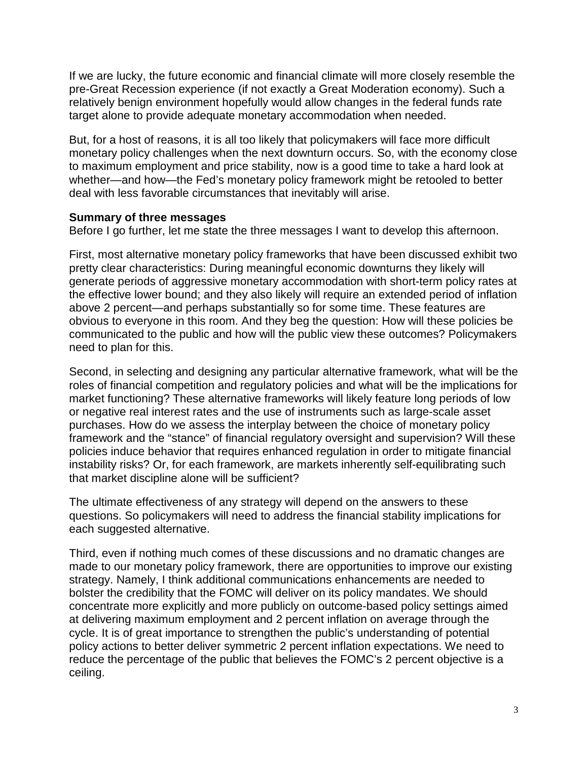If we are lucky, the future economic and financial climate will more closely resemble the pre-Great Recession experience (if not exactly a Great Moderation economy). Such a relatively benign environment hopefully would allow changes in the federal funds rate target alone to provide adequate monetary accommodation when needed.

But, for a host of reasons, it is all too likely that policymakers will face more difficult monetary policy challenges when the next downturn occurs. So, with the economy close to maximum employment and price stability, now is a good time to take a hard look at whether—and how—the Fed's monetary policy framework might be retooled to better deal with less favorable circumstances that inevitably will arise.

**Summary of three messages**

Before I go further, let me state the three messages I want to develop this afternoon.

First, most alternative monetary policy frameworks that have been discussed exhibit two pretty clear characteristics: During meaningful economic downturns they likely will generate periods of aggressive monetary accommodation with short-term policy rates at the effective lower bound; and they also likely will require an extended period of inflation above 2 percent—and perhaps substantially so for some time. These features are obvious to everyone in this room. And they beg the question: How will these policies be communicated to the public and how will the public view these outcomes? Policymakers need to plan for this.

Second, in selecting and designing any particular alternative framework, what will be the roles of financial competition and regulatory policies and what will be the implications for market functioning? These alternative frameworks will likely feature long periods of low or negative real interest rates and the use of instruments such as large-scale asset purchases. How do we assess the interplay between the choice of monetary policy framework and the "stance" of financial regulatory oversight and supervision? Will these policies induce behavior that requires enhanced regulation in order to mitigate financial instability risks? Or, for each framework, are markets inherently self-equilibrating such that market discipline alone will be sufficient?

The ultimate effectiveness of any strategy will depend on the answers to these questions. So policymakers will need to address the financial stability implications for each suggested alternative.

Third, even if nothing much comes of these discussions and no dramatic changes are made to our monetary policy framework, there are opportunities to improve our existing strategy. Namely, I think additional communications enhancements are needed to bolster the credibility that the FOMC will deliver on its policy mandates. We should concentrate more explicitly and more publicly on outcome-based policy settings aimed at delivering maximum employment and 2 percent inflation on average through the cycle. It is of great importance to strengthen the public's understanding of potential policy actions to better deliver symmetric 2 percent inflation expectations. We need to reduce the percentage of the public that believes the FOMC's 2 percent objective is a ceiling.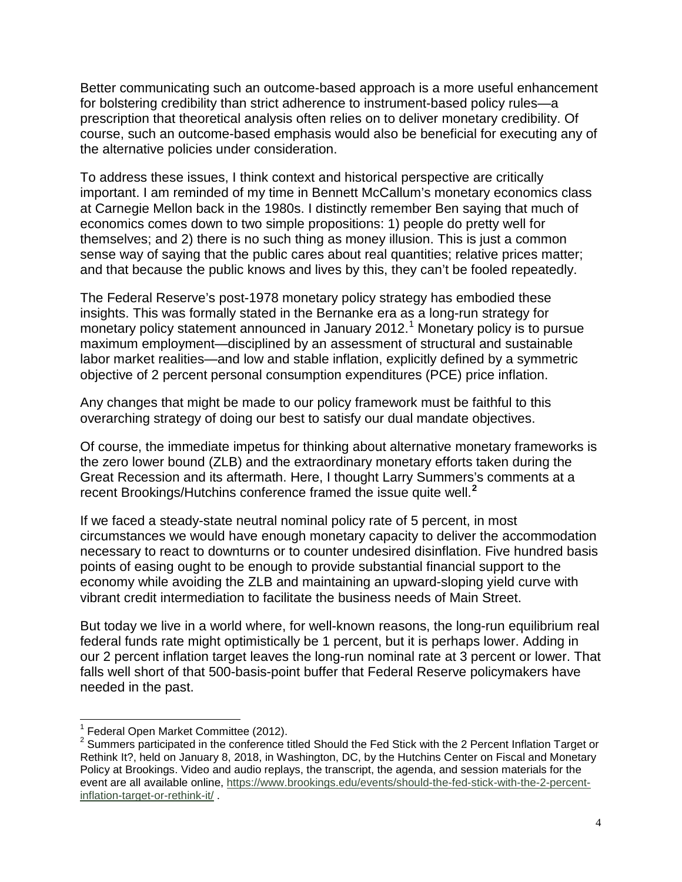Better communicating such an outcome-based approach is a more useful enhancement for bolstering credibility than strict adherence to instrument-based policy rules—a prescription that theoretical analysis often relies on to deliver monetary credibility. Of course, such an outcome-based emphasis would also be beneficial for executing any of the alternative policies under consideration.

To address these issues, I think context and historical perspective are critically important. I am reminded of my time in Bennett McCallum's monetary economics class at Carnegie Mellon back in the 1980s. I distinctly remember Ben saying that much of economics comes down to two simple propositions: 1) people do pretty well for themselves; and 2) there is no such thing as money illusion. This is just a common sense way of saying that the public cares about real quantities; relative prices matter; and that because the public knows and lives by this, they can't be fooled repeatedly.

The Federal Reserve's post-1978 monetary policy strategy has embodied these insights. This was formally stated in the Bernanke era as a long-run strategy for monetary policy statement announced in January 2012.[1] Monetary policy is to pursue maximum employment—disciplined by an assessment of structural and sustainable labor market realities—and low and stable inflation, explicitly defined by a symmetric objective of 2 percent personal consumption expenditures (PCE) price inflation.

Any changes that might be made to our policy framework must be faithful to this overarching strategy of doing our best to satisfy our dual mandate objectives.

Of course, the immediate impetus for thinking about alternative monetary frameworks is the zero lower bound (ZLB) and the extraordinary monetary efforts taken during the Great Recession and its aftermath. Here, I thought Larry Summers's comments at a recent Brookings/Hutchins conference framed the issue quite well.[2]

If we faced a steady-state neutral nominal policy rate of 5 percent, in most circumstances we would have enough monetary capacity to deliver the accommodation necessary to react to downturns or to counter undesired disinflation. Five hundred basis points of easing ought to be enough to provide substantial financial support to the economy while avoiding the ZLB and maintaining an upward-sloping yield curve with vibrant credit intermediation to facilitate the business needs of Main Street.

But today we live in a world where, for well-known reasons, the long-run equilibrium real federal funds rate might optimistically be 1 percent, but it is perhaps lower. Adding in our 2 percent inflation target leaves the long-run nominal rate at 3 percent or lower. That falls well short of that 500-basis-point buffer that Federal Reserve policymakers have needed in the past.

---

[1] Federal Open Market Committee (2012).

[2] Summers participated in the conference titled Should the Fed Stick with the 2 Percent Inflation Target or Rethink It?, held on January 8, 2018, in Washington, DC, by the Hutchins Center on Fiscal and Monetary Policy at Brookings. Video and audio replays, the transcript, the agenda, and session materials for the event are all available online, https://www.brookings.edu/events/should-the-fed-stick-with-the-2-percent-inflation-target-or-rethink-it/ .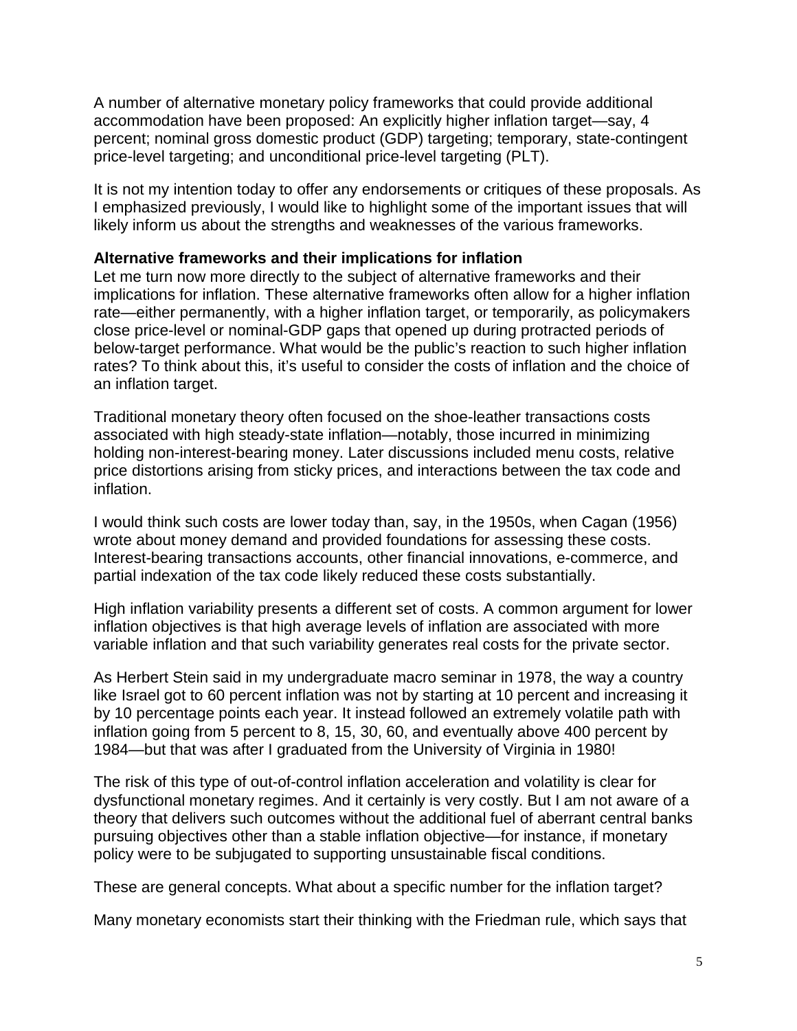A number of alternative monetary policy frameworks that could provide additional accommodation have been proposed: An explicitly higher inflation target—say, 4 percent; nominal gross domestic product (GDP) targeting; temporary, state-contingent price-level targeting; and unconditional price-level targeting (PLT).

It is not my intention today to offer any endorsements or critiques of these proposals. As I emphasized previously, I would like to highlight some of the important issues that will likely inform us about the strengths and weaknesses of the various frameworks.

**Alternative frameworks and their implications for inflation**

Let me turn now more directly to the subject of alternative frameworks and their implications for inflation. These alternative frameworks often allow for a higher inflation rate—either permanently, with a higher inflation target, or temporarily, as policymakers close price-level or nominal-GDP gaps that opened up during protracted periods of below-target performance. What would be the public's reaction to such higher inflation rates? To think about this, it's useful to consider the costs of inflation and the choice of an inflation target.

Traditional monetary theory often focused on the shoe-leather transactions costs associated with high steady-state inflation—notably, those incurred in minimizing holding non-interest-bearing money. Later discussions included menu costs, relative price distortions arising from sticky prices, and interactions between the tax code and inflation.

I would think such costs are lower today than, say, in the 1950s, when Cagan (1956) wrote about money demand and provided foundations for assessing these costs. Interest-bearing transactions accounts, other financial innovations, e-commerce, and partial indexation of the tax code likely reduced these costs substantially.

High inflation variability presents a different set of costs. A common argument for lower inflation objectives is that high average levels of inflation are associated with more variable inflation and that such variability generates real costs for the private sector.

As Herbert Stein said in my undergraduate macro seminar in 1978, the way a country like Israel got to 60 percent inflation was not by starting at 10 percent and increasing it by 10 percentage points each year. It instead followed an extremely volatile path with inflation going from 5 percent to 8, 15, 30, 60, and eventually above 400 percent by 1984—but that was after I graduated from the University of Virginia in 1980!

The risk of this type of out-of-control inflation acceleration and volatility is clear for dysfunctional monetary regimes. And it certainly is very costly. But I am not aware of a theory that delivers such outcomes without the additional fuel of aberrant central banks pursuing objectives other than a stable inflation objective—for instance, if monetary policy were to be subjugated to supporting unsustainable fiscal conditions.

These are general concepts. What about a specific number for the inflation target?

Many monetary economists start their thinking with the Friedman rule, which says that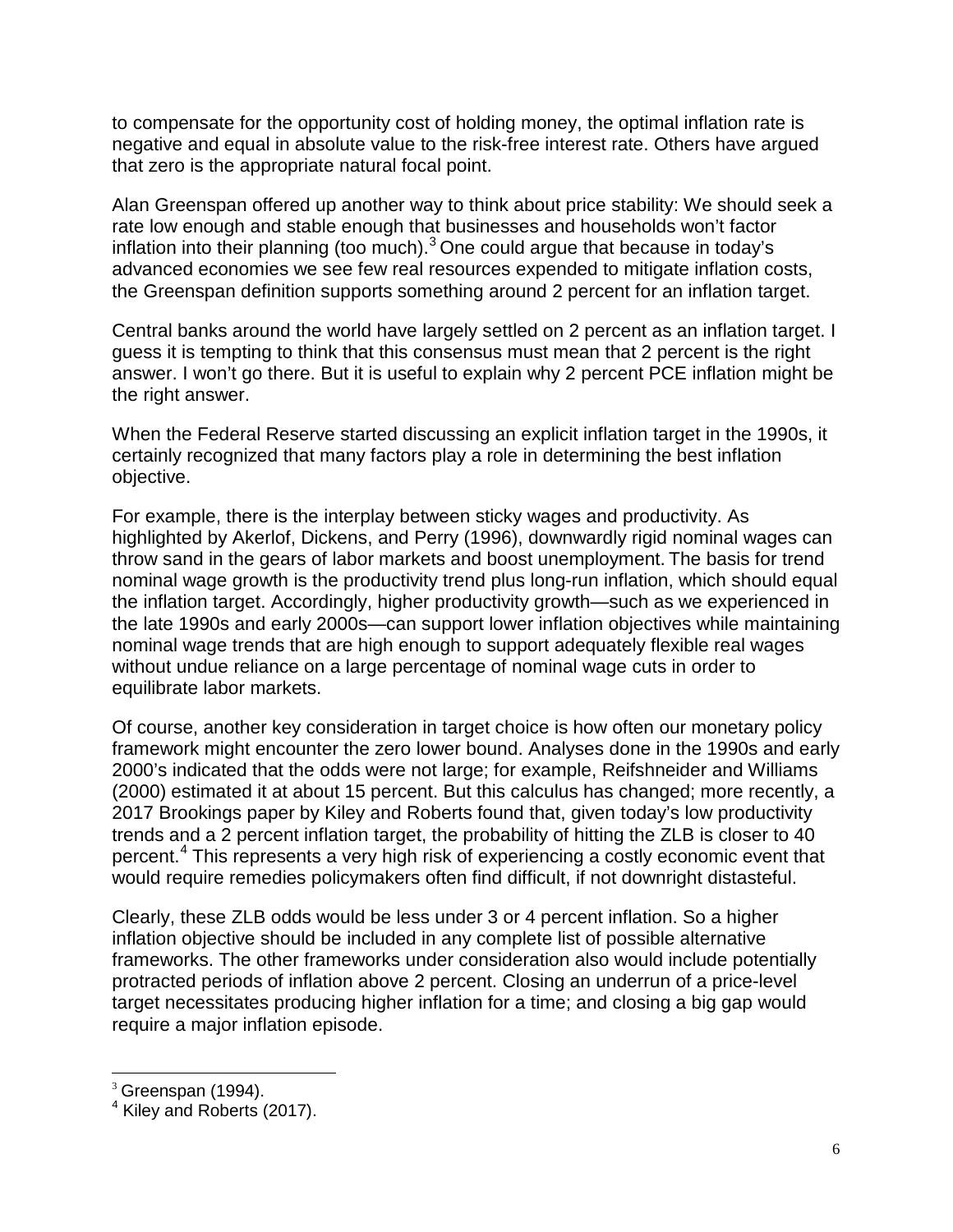to compensate for the opportunity cost of holding money, the optimal inflation rate is negative and equal in absolute value to the risk-free interest rate. Others have argued that zero is the appropriate natural focal point.

Alan Greenspan offered up another way to think about price stability: We should seek a rate low enough and stable enough that businesses and households won't factor inflation into their planning (too much).[3] One could argue that because in today's advanced economies we see few real resources expended to mitigate inflation costs, the Greenspan definition supports something around 2 percent for an inflation target.

Central banks around the world have largely settled on 2 percent as an inflation target. I guess it is tempting to think that this consensus must mean that 2 percent is the right answer. I won't go there. But it is useful to explain why 2 percent PCE inflation might be the right answer.

When the Federal Reserve started discussing an explicit inflation target in the 1990s, it certainly recognized that many factors play a role in determining the best inflation objective.

For example, there is the interplay between sticky wages and productivity. As highlighted by Akerlof, Dickens, and Perry (1996), downwardly rigid nominal wages can throw sand in the gears of labor markets and boost unemployment. The basis for trend nominal wage growth is the productivity trend plus long-run inflation, which should equal the inflation target. Accordingly, higher productivity growth—such as we experienced in the late 1990s and early 2000s—can support lower inflation objectives while maintaining nominal wage trends that are high enough to support adequately flexible real wages without undue reliance on a large percentage of nominal wage cuts in order to equilibrate labor markets.

Of course, another key consideration in target choice is how often our monetary policy framework might encounter the zero lower bound. Analyses done in the 1990s and early 2000's indicated that the odds were not large; for example, Reifshneider and Williams (2000) estimated it at about 15 percent. But this calculus has changed; more recently, a 2017 Brookings paper by Kiley and Roberts found that, given today's low productivity trends and a 2 percent inflation target, the probability of hitting the ZLB is closer to 40 percent.[4] This represents a very high risk of experiencing a costly economic event that would require remedies policymakers often find difficult, if not downright distasteful.

Clearly, these ZLB odds would be less under 3 or 4 percent inflation. So a higher inflation objective should be included in any complete list of possible alternative frameworks. The other frameworks under consideration also would include potentially protracted periods of inflation above 2 percent. Closing an underrun of a price-level target necessitates producing higher inflation for a time; and closing a big gap would require a major inflation episode.

---

[3] Greenspan (1994).

[4] Kiley and Roberts (2017).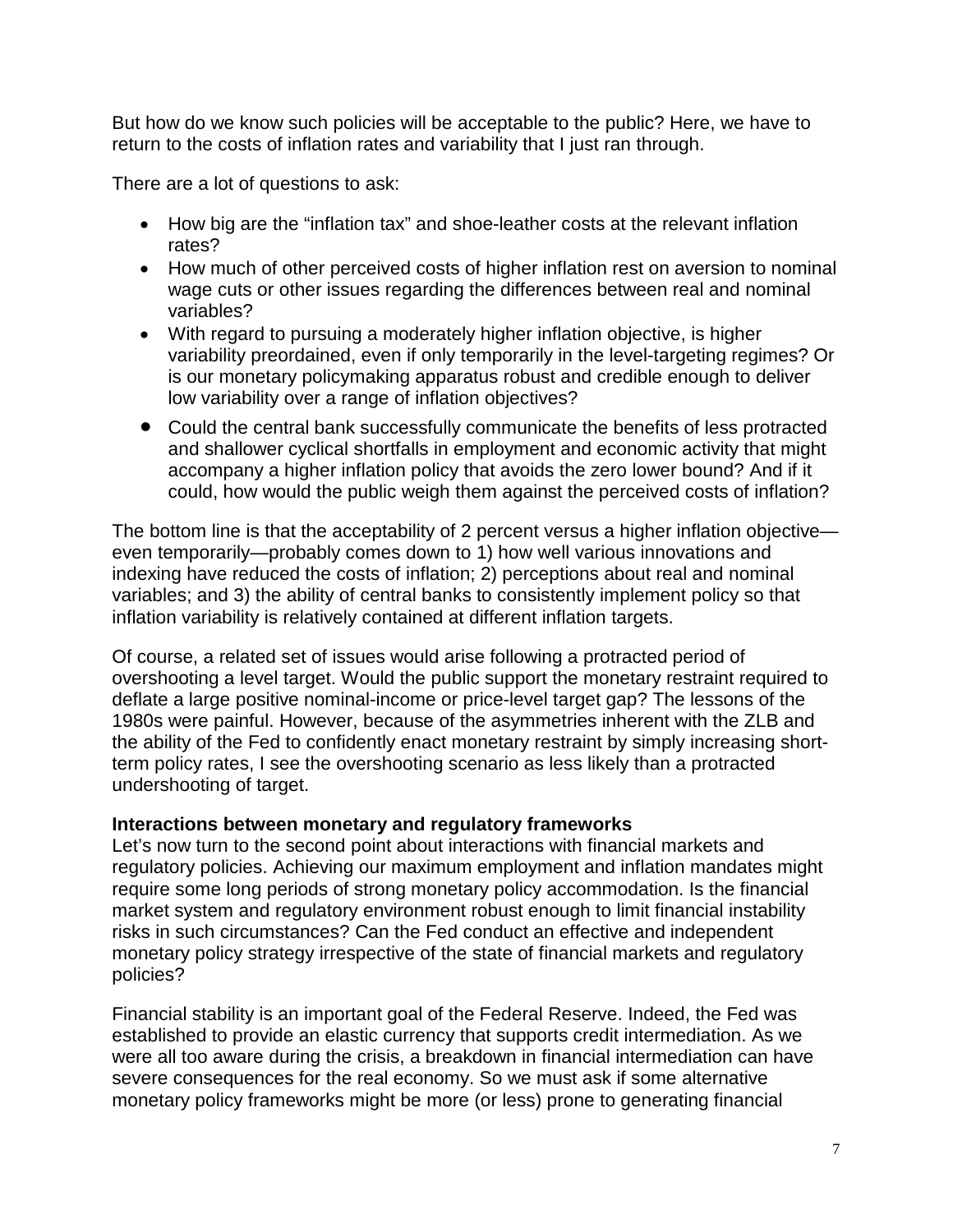But how do we know such policies will be acceptable to the public? Here, we have to return to the costs of inflation rates and variability that I just ran through.

There are a lot of questions to ask:

- How big are the "inflation tax" and shoe-leather costs at the relevant inflation rates?
- How much of other perceived costs of higher inflation rest on aversion to nominal wage cuts or other issues regarding the differences between real and nominal variables?
- With regard to pursuing a moderately higher inflation objective, is higher variability preordained, even if only temporarily in the level-targeting regimes? Or is our monetary policymaking apparatus robust and credible enough to deliver low variability over a range of inflation objectives?
- Could the central bank successfully communicate the benefits of less protracted and shallower cyclical shortfalls in employment and economic activity that might accompany a higher inflation policy that avoids the zero lower bound? And if it could, how would the public weigh them against the perceived costs of inflation?

The bottom line is that the acceptability of 2 percent versus a higher inflation objective—even temporarily—probably comes down to 1) how well various innovations and indexing have reduced the costs of inflation; 2) perceptions about real and nominal variables; and 3) the ability of central banks to consistently implement policy so that inflation variability is relatively contained at different inflation targets.

Of course, a related set of issues would arise following a protracted period of overshooting a level target. Would the public support the monetary restraint required to deflate a large positive nominal-income or price-level target gap? The lessons of the 1980s were painful. However, because of the asymmetries inherent with the ZLB and the ability of the Fed to confidently enact monetary restraint by simply increasing short-term policy rates, I see the overshooting scenario as less likely than a protracted undershooting of target.

**Interactions between monetary and regulatory frameworks**

Let's now turn to the second point about interactions with financial markets and regulatory policies. Achieving our maximum employment and inflation mandates might require some long periods of strong monetary policy accommodation. Is the financial market system and regulatory environment robust enough to limit financial instability risks in such circumstances? Can the Fed conduct an effective and independent monetary policy strategy irrespective of the state of financial markets and regulatory policies?

Financial stability is an important goal of the Federal Reserve. Indeed, the Fed was established to provide an elastic currency that supports credit intermediation. As we were all too aware during the crisis, a breakdown in financial intermediation can have severe consequences for the real economy. So we must ask if some alternative monetary policy frameworks might be more (or less) prone to generating financial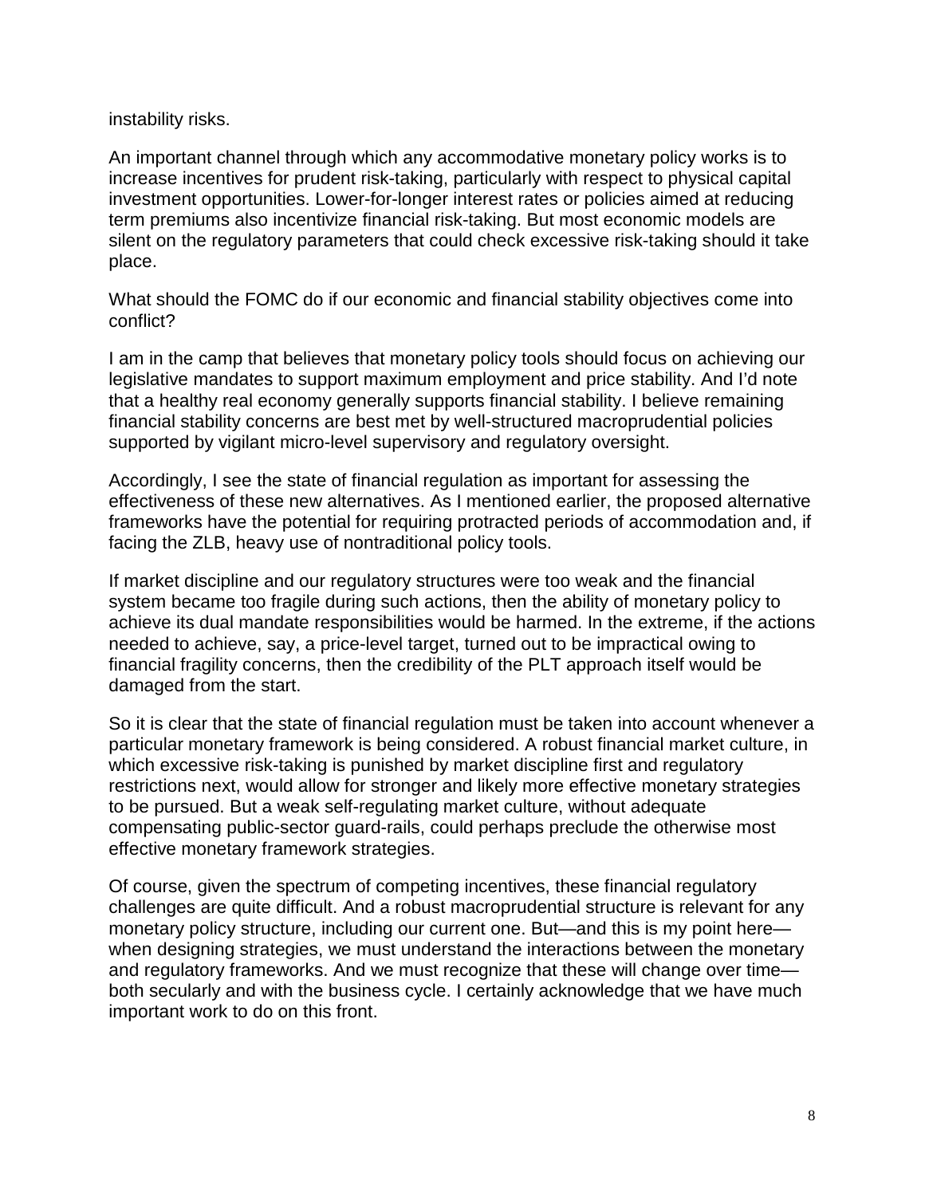instability risks.

An important channel through which any accommodative monetary policy works is to increase incentives for prudent risk-taking, particularly with respect to physical capital investment opportunities. Lower-for-longer interest rates or policies aimed at reducing term premiums also incentivize financial risk-taking. But most economic models are silent on the regulatory parameters that could check excessive risk-taking should it take place.

What should the FOMC do if our economic and financial stability objectives come into conflict?

I am in the camp that believes that monetary policy tools should focus on achieving our legislative mandates to support maximum employment and price stability. And I'd note that a healthy real economy generally supports financial stability. I believe remaining financial stability concerns are best met by well-structured macroprudential policies supported by vigilant micro-level supervisory and regulatory oversight.

Accordingly, I see the state of financial regulation as important for assessing the effectiveness of these new alternatives. As I mentioned earlier, the proposed alternative frameworks have the potential for requiring protracted periods of accommodation and, if facing the ZLB, heavy use of nontraditional policy tools.

If market discipline and our regulatory structures were too weak and the financial system became too fragile during such actions, then the ability of monetary policy to achieve its dual mandate responsibilities would be harmed. In the extreme, if the actions needed to achieve, say, a price-level target, turned out to be impractical owing to financial fragility concerns, then the credibility of the PLT approach itself would be damaged from the start.

So it is clear that the state of financial regulation must be taken into account whenever a particular monetary framework is being considered. A robust financial market culture, in which excessive risk-taking is punished by market discipline first and regulatory restrictions next, would allow for stronger and likely more effective monetary strategies to be pursued. But a weak self-regulating market culture, without adequate compensating public-sector guard-rails, could perhaps preclude the otherwise most effective monetary framework strategies.

Of course, given the spectrum of competing incentives, these financial regulatory challenges are quite difficult. And a robust macroprudential structure is relevant for any monetary policy structure, including our current one. But—and this is my point here—when designing strategies, we must understand the interactions between the monetary and regulatory frameworks. And we must recognize that these will change over time—both secularly and with the business cycle. I certainly acknowledge that we have much important work to do on this front.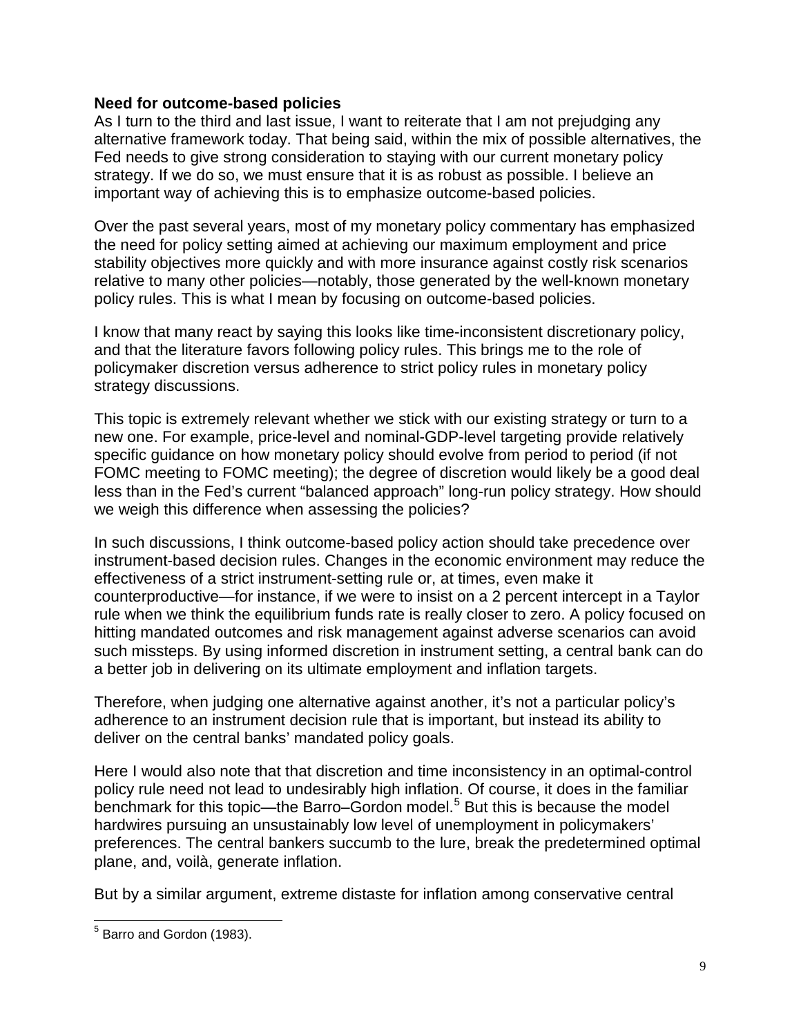**Need for outcome-based policies**

As I turn to the third and last issue, I want to reiterate that I am not prejudging any alternative framework today. That being said, within the mix of possible alternatives, the Fed needs to give strong consideration to staying with our current monetary policy strategy. If we do so, we must ensure that it is as robust as possible. I believe an important way of achieving this is to emphasize outcome-based policies.

Over the past several years, most of my monetary policy commentary has emphasized the need for policy setting aimed at achieving our maximum employment and price stability objectives more quickly and with more insurance against costly risk scenarios relative to many other policies—notably, those generated by the well-known monetary policy rules. This is what I mean by focusing on outcome-based policies.

I know that many react by saying this looks like time-inconsistent discretionary policy, and that the literature favors following policy rules. This brings me to the role of policymaker discretion versus adherence to strict policy rules in monetary policy strategy discussions.

This topic is extremely relevant whether we stick with our existing strategy or turn to a new one. For example, price-level and nominal-GDP-level targeting provide relatively specific guidance on how monetary policy should evolve from period to period (if not FOMC meeting to FOMC meeting); the degree of discretion would likely be a good deal less than in the Fed's current "balanced approach" long-run policy strategy. How should we weigh this difference when assessing the policies?

In such discussions, I think outcome-based policy action should take precedence over instrument-based decision rules. Changes in the economic environment may reduce the effectiveness of a strict instrument-setting rule or, at times, even make it counterproductive—for instance, if we were to insist on a 2 percent intercept in a Taylor rule when we think the equilibrium funds rate is really closer to zero. A policy focused on hitting mandated outcomes and risk management against adverse scenarios can avoid such missteps. By using informed discretion in instrument setting, a central bank can do a better job in delivering on its ultimate employment and inflation targets.

Therefore, when judging one alternative against another, it's not a particular policy's adherence to an instrument decision rule that is important, but instead its ability to deliver on the central banks' mandated policy goals.

Here I would also note that that discretion and time inconsistency in an optimal-control policy rule need not lead to undesirably high inflation. Of course, it does in the familiar benchmark for this topic—the Barro–Gordon model.[5] But this is because the model hardwires pursuing an unsustainably low level of unemployment in policymakers' preferences. The central bankers succumb to the lure, break the predetermined optimal plane, and, voilà, generate inflation.

But by a similar argument, extreme distaste for inflation among conservative central

[5] Barro and Gordon (1983).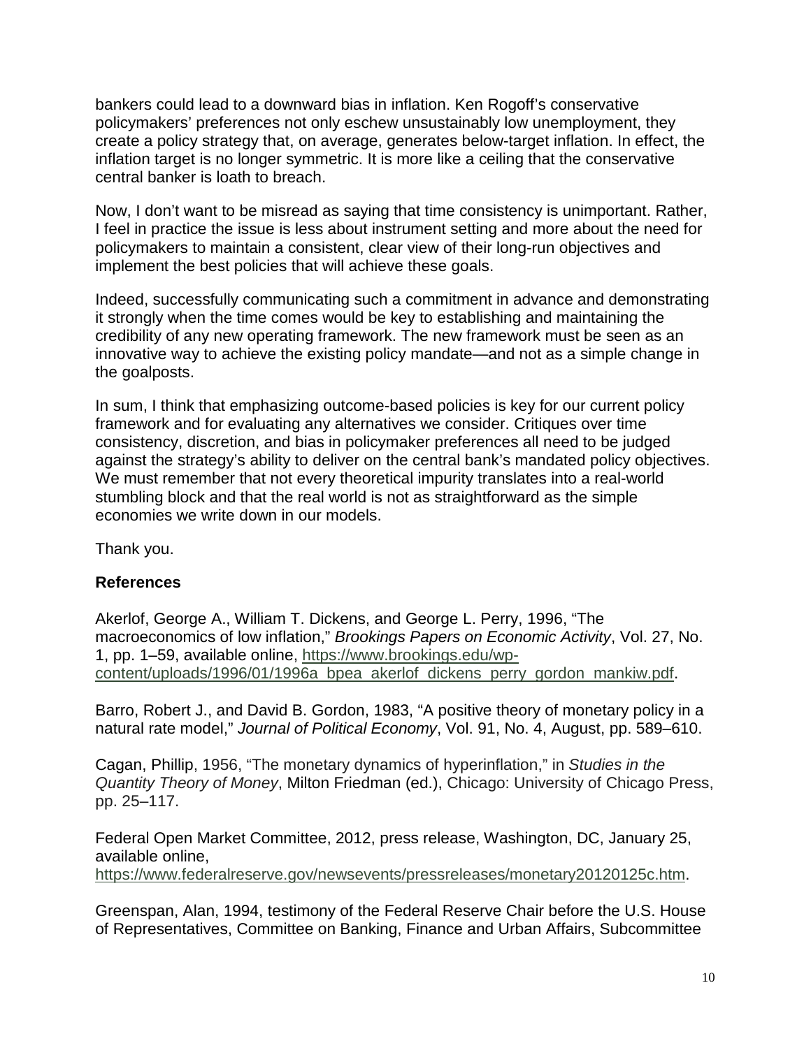bankers could lead to a downward bias in inflation. Ken Rogoff's conservative policymakers' preferences not only eschew unsustainably low unemployment, they create a policy strategy that, on average, generates below-target inflation. In effect, the inflation target is no longer symmetric. It is more like a ceiling that the conservative central banker is loath to breach.

Now, I don't want to be misread as saying that time consistency is unimportant. Rather, I feel in practice the issue is less about instrument setting and more about the need for policymakers to maintain a consistent, clear view of their long-run objectives and implement the best policies that will achieve these goals.

Indeed, successfully communicating such a commitment in advance and demonstrating it strongly when the time comes would be key to establishing and maintaining the credibility of any new operating framework. The new framework must be seen as an innovative way to achieve the existing policy mandate—and not as a simple change in the goalposts.

In sum, I think that emphasizing outcome-based policies is key for our current policy framework and for evaluating any alternatives we consider. Critiques over time consistency, discretion, and bias in policymaker preferences all need to be judged against the strategy's ability to deliver on the central bank's mandated policy objectives. We must remember that not every theoretical impurity translates into a real-world stumbling block and that the real world is not as straightforward as the simple economies we write down in our models.

Thank you.

**References**

Akerlof, George A., William T. Dickens, and George L. Perry, 1996, "The macroeconomics of low inflation," *Brookings Papers on Economic Activity*, Vol. 27, No. 1, pp. 1–59, available online, https://www.brookings.edu/wp-content/uploads/1996/01/1996a_bpea_akerlof_dickens_perry_gordon_mankiw.pdf.

Barro, Robert J., and David B. Gordon, 1983, "A positive theory of monetary policy in a natural rate model," *Journal of Political Economy*, Vol. 91, No. 4, August, pp. 589–610.

Cagan, Phillip, 1956, "The monetary dynamics of hyperinflation," in *Studies in the Quantity Theory of Money*, Milton Friedman (ed.), Chicago: University of Chicago Press, pp. 25–117.

Federal Open Market Committee, 2012, press release, Washington, DC, January 25, available online, https://www.federalreserve.gov/newsevents/pressreleases/monetary20120125c.htm.

Greenspan, Alan, 1994, testimony of the Federal Reserve Chair before the U.S. House of Representatives, Committee on Banking, Finance and Urban Affairs, Subcommittee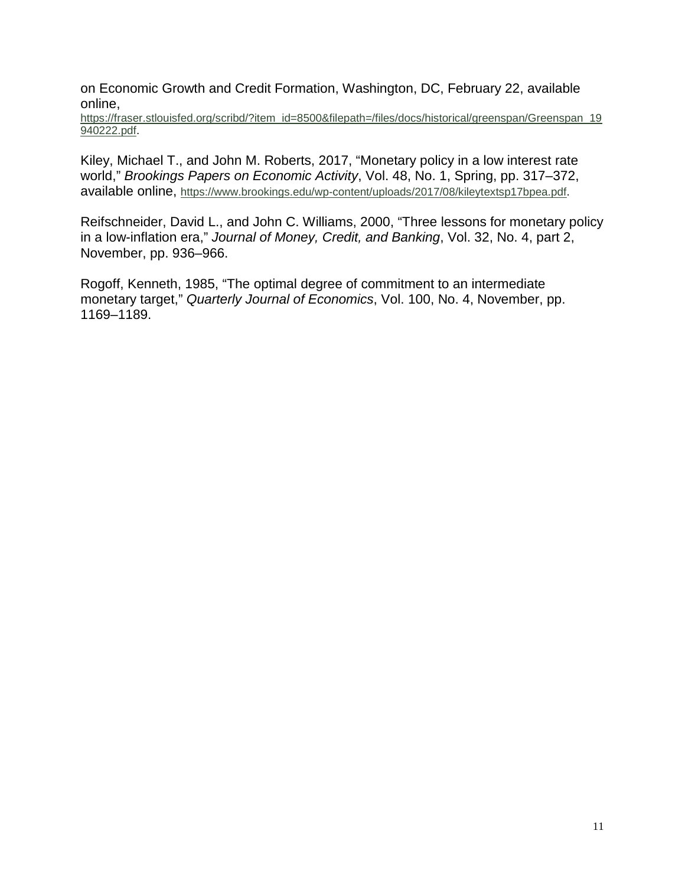on Economic Growth and Credit Formation, Washington, DC, February 22, available online, https://fraser.stlouisfed.org/scribd/?item_id=8500&filepath=/files/docs/historical/greenspan/Greenspan_19940222.pdf.

Kiley, Michael T., and John M. Roberts, 2017, "Monetary policy in a low interest rate world," *Brookings Papers on Economic Activity*, Vol. 48, No. 1, Spring, pp. 317–372, available online, https://www.brookings.edu/wp-content/uploads/2017/08/kileytextsp17bpea.pdf.

Reifschneider, David L., and John C. Williams, 2000, "Three lessons for monetary policy in a low-inflation era," *Journal of Money, Credit, and Banking*, Vol. 32, No. 4, part 2, November, pp. 936–966.

Rogoff, Kenneth, 1985, "The optimal degree of commitment to an intermediate monetary target," *Quarterly Journal of Economics*, Vol. 100, No. 4, November, pp. 1169–1189.